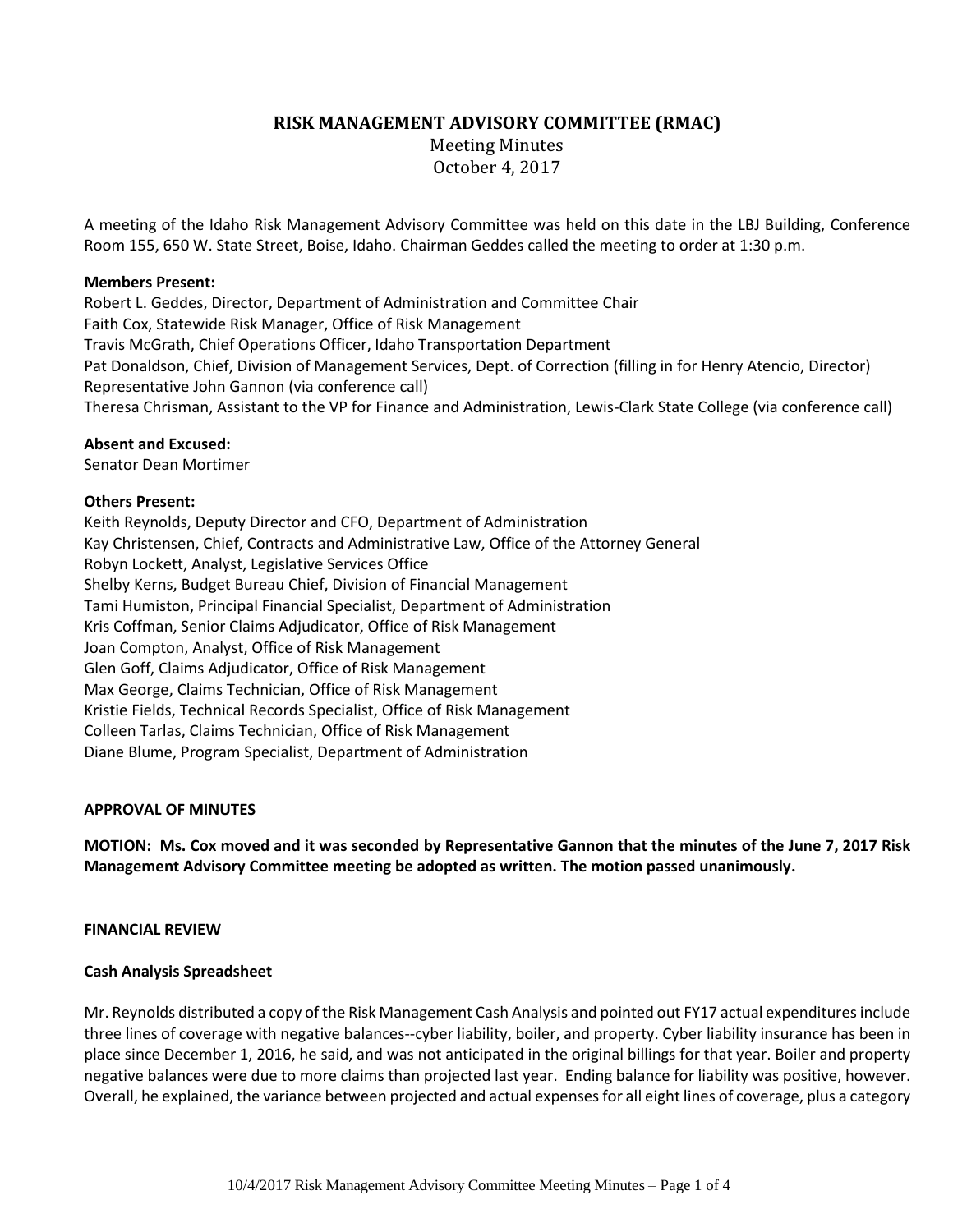# RISK MANAGEMENT ADVISORY COMMITTEE (RMAC)

Meeting Minutes
October 4, 2017

A meeting of the Idaho Risk Management Advisory Committee was held on this date in the LBJ Building, Conference Room 155, 650 W. State Street, Boise, Idaho. Chairman Geddes called the meeting to order at 1:30 p.m.

**Members Present:**
Robert L. Geddes, Director, Department of Administration and Committee Chair
Faith Cox, Statewide Risk Manager, Office of Risk Management
Travis McGrath, Chief Operations Officer, Idaho Transportation Department
Pat Donaldson, Chief, Division of Management Services, Dept. of Correction (filling in for Henry Atencio, Director)
Representative John Gannon (via conference call)
Theresa Chrisman, Assistant to the VP for Finance and Administration, Lewis-Clark State College (via conference call)

**Absent and Excused:**
Senator Dean Mortimer

**Others Present:**
Keith Reynolds, Deputy Director and CFO, Department of Administration
Kay Christensen, Chief, Contracts and Administrative Law, Office of the Attorney General
Robyn Lockett, Analyst, Legislative Services Office
Shelby Kerns, Budget Bureau Chief, Division of Financial Management
Tami Humiston, Principal Financial Specialist, Department of Administration
Kris Coffman, Senior Claims Adjudicator, Office of Risk Management
Joan Compton, Analyst, Office of Risk Management
Glen Goff, Claims Adjudicator, Office of Risk Management
Max George, Claims Technician, Office of Risk Management
Kristie Fields, Technical Records Specialist, Office of Risk Management
Colleen Tarlas, Claims Technician, Office of Risk Management
Diane Blume, Program Specialist, Department of Administration

**APPROVAL OF MINUTES**

**MOTION: Ms. Cox moved and it was seconded by Representative Gannon that the minutes of the June 7, 2017 Risk Management Advisory Committee meeting be adopted as written. The motion passed unanimously.**

**FINANCIAL REVIEW**

**Cash Analysis Spreadsheet**

Mr. Reynolds distributed a copy of the Risk Management Cash Analysis and pointed out FY17 actual expenditures include three lines of coverage with negative balances--cyber liability, boiler, and property. Cyber liability insurance has been in place since December 1, 2016, he said, and was not anticipated in the original billings for that year. Boiler and property negative balances were due to more claims than projected last year. Ending balance for liability was positive, however. Overall, he explained, the variance between projected and actual expenses for all eight lines of coverage, plus a category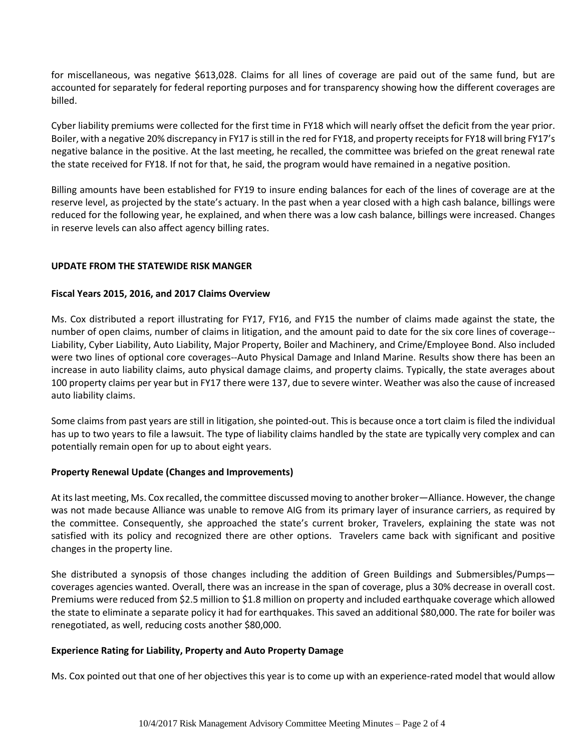for miscellaneous, was negative $613,028. Claims for all lines of coverage are paid out of the same fund, but are accounted for separately for federal reporting purposes and for transparency showing how the different coverages are billed.

Cyber liability premiums were collected for the first time in FY18 which will nearly offset the deficit from the year prior. Boiler, with a negative 20% discrepancy in FY17 is still in the red for FY18, and property receipts for FY18 will bring FY17's negative balance in the positive. At the last meeting, he recalled, the committee was briefed on the great renewal rate the state received for FY18. If not for that, he said, the program would have remained in a negative position.

Billing amounts have been established for FY19 to insure ending balances for each of the lines of coverage are at the reserve level, as projected by the state's actuary. In the past when a year closed with a high cash balance, billings were reduced for the following year, he explained, and when there was a low cash balance, billings were increased. Changes in reserve levels can also affect agency billing rates.

## UPDATE FROM THE STATEWIDE RISK MANGER

### Fiscal Years 2015, 2016, and 2017 Claims Overview

Ms. Cox distributed a report illustrating for FY17, FY16, and FY15 the number of claims made against the state, the number of open claims, number of claims in litigation, and the amount paid to date for the six core lines of coverage--Liability, Cyber Liability, Auto Liability, Major Property, Boiler and Machinery, and Crime/Employee Bond. Also included were two lines of optional core coverages--Auto Physical Damage and Inland Marine. Results show there has been an increase in auto liability claims, auto physical damage claims, and property claims. Typically, the state averages about 100 property claims per year but in FY17 there were 137, due to severe winter. Weather was also the cause of increased auto liability claims.

Some claims from past years are still in litigation, she pointed-out. This is because once a tort claim is filed the individual has up to two years to file a lawsuit. The type of liability claims handled by the state are typically very complex and can potentially remain open for up to about eight years.

### Property Renewal Update (Changes and Improvements)

At its last meeting, Ms. Cox recalled, the committee discussed moving to another broker—Alliance. However, the change was not made because Alliance was unable to remove AIG from its primary layer of insurance carriers, as required by the committee. Consequently, she approached the state's current broker, Travelers, explaining the state was not satisfied with its policy and recognized there are other options. Travelers came back with significant and positive changes in the property line.

She distributed a synopsis of those changes including the addition of Green Buildings and Submersibles/Pumps—coverages agencies wanted. Overall, there was an increase in the span of coverage, plus a 30% decrease in overall cost. Premiums were reduced from $2.5 million to $1.8 million on property and included earthquake coverage which allowed the state to eliminate a separate policy it had for earthquakes. This saved an additional $80,000. The rate for boiler was renegotiated, as well, reducing costs another $80,000.

### Experience Rating for Liability, Property and Auto Property Damage

Ms. Cox pointed out that one of her objectives this year is to come up with an experience-rated model that would allow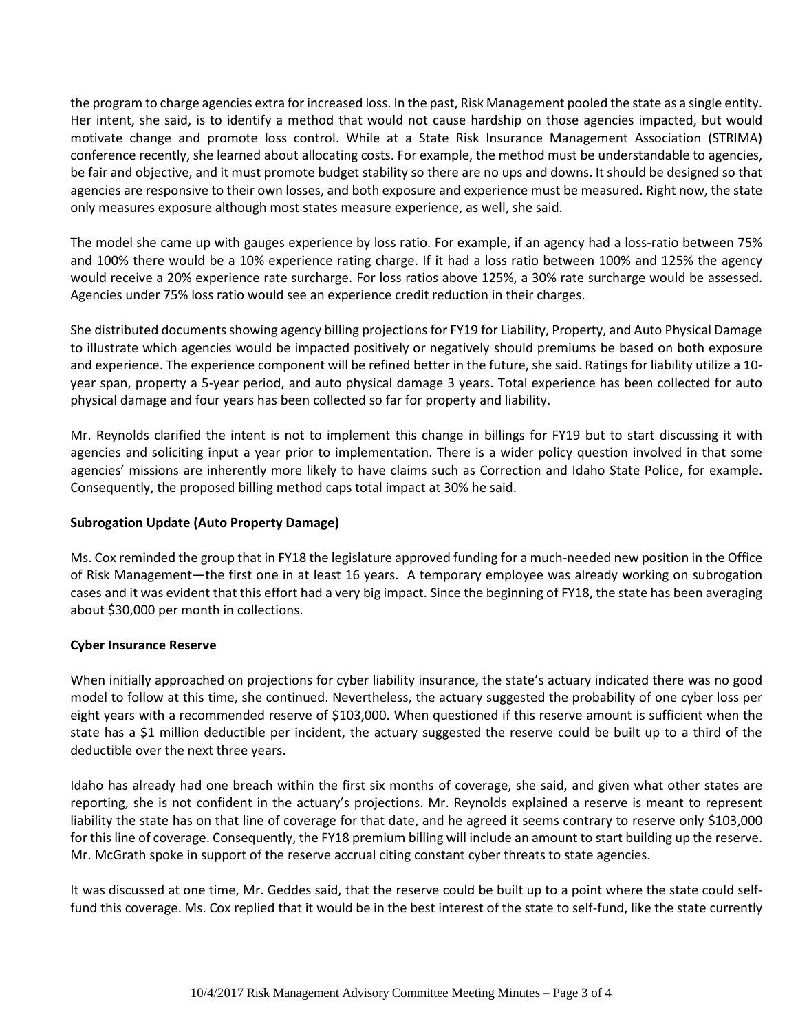the program to charge agencies extra for increased loss. In the past, Risk Management pooled the state as a single entity. Her intent, she said, is to identify a method that would not cause hardship on those agencies impacted, but would motivate change and promote loss control. While at a State Risk Insurance Management Association (STRIMA) conference recently, she learned about allocating costs. For example, the method must be understandable to agencies, be fair and objective, and it must promote budget stability so there are no ups and downs. It should be designed so that agencies are responsive to their own losses, and both exposure and experience must be measured. Right now, the state only measures exposure although most states measure experience, as well, she said.

The model she came up with gauges experience by loss ratio. For example, if an agency had a loss-ratio between 75% and 100% there would be a 10% experience rating charge. If it had a loss ratio between 100% and 125% the agency would receive a 20% experience rate surcharge. For loss ratios above 125%, a 30% rate surcharge would be assessed. Agencies under 75% loss ratio would see an experience credit reduction in their charges.

She distributed documents showing agency billing projections for FY19 for Liability, Property, and Auto Physical Damage to illustrate which agencies would be impacted positively or negatively should premiums be based on both exposure and experience. The experience component will be refined better in the future, she said. Ratings for liability utilize a 10-year span, property a 5-year period, and auto physical damage 3 years. Total experience has been collected for auto physical damage and four years has been collected so far for property and liability.

Mr. Reynolds clarified the intent is not to implement this change in billings for FY19 but to start discussing it with agencies and soliciting input a year prior to implementation. There is a wider policy question involved in that some agencies' missions are inherently more likely to have claims such as Correction and Idaho State Police, for example. Consequently, the proposed billing method caps total impact at 30% he said.

**Subrogation Update (Auto Property Damage)**

Ms. Cox reminded the group that in FY18 the legislature approved funding for a much-needed new position in the Office of Risk Management—the first one in at least 16 years. A temporary employee was already working on subrogation cases and it was evident that this effort had a very big impact. Since the beginning of FY18, the state has been averaging about $30,000 per month in collections.

**Cyber Insurance Reserve**

When initially approached on projections for cyber liability insurance, the state's actuary indicated there was no good model to follow at this time, she continued. Nevertheless, the actuary suggested the probability of one cyber loss per eight years with a recommended reserve of $103,000. When questioned if this reserve amount is sufficient when the state has a $1 million deductible per incident, the actuary suggested the reserve could be built up to a third of the deductible over the next three years.

Idaho has already had one breach within the first six months of coverage, she said, and given what other states are reporting, she is not confident in the actuary's projections. Mr. Reynolds explained a reserve is meant to represent liability the state has on that line of coverage for that date, and he agreed it seems contrary to reserve only $103,000 for this line of coverage. Consequently, the FY18 premium billing will include an amount to start building up the reserve. Mr. McGrath spoke in support of the reserve accrual citing constant cyber threats to state agencies.

It was discussed at one time, Mr. Geddes said, that the reserve could be built up to a point where the state could self-fund this coverage. Ms. Cox replied that it would be in the best interest of the state to self-fund, like the state currently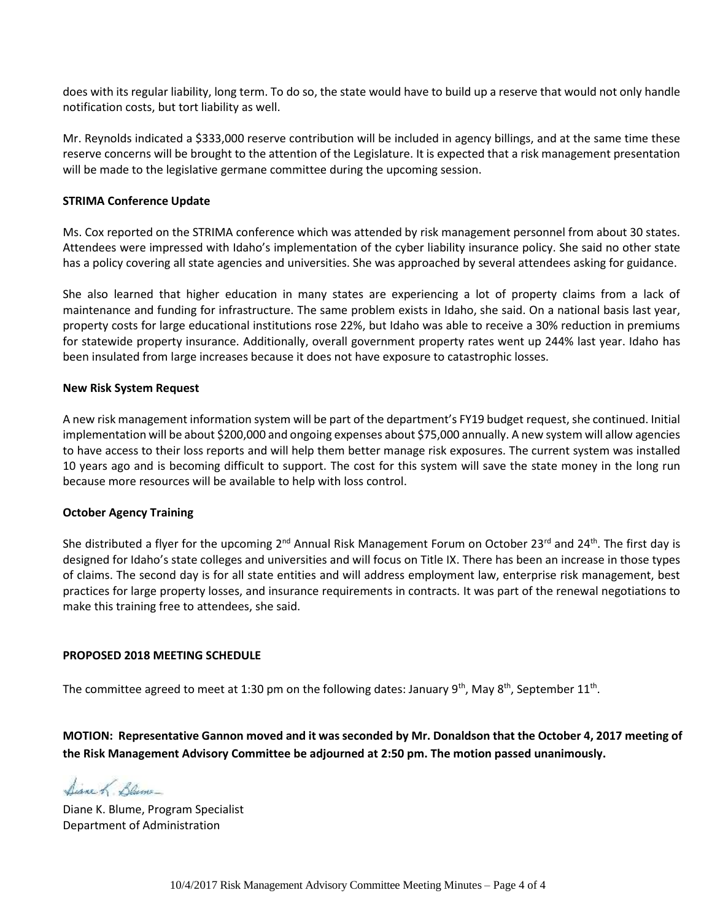does with its regular liability, long term. To do so, the state would have to build up a reserve that would not only handle notification costs, but tort liability as well.

Mr. Reynolds indicated a $333,000 reserve contribution will be included in agency billings, and at the same time these reserve concerns will be brought to the attention of the Legislature. It is expected that a risk management presentation will be made to the legislative germane committee during the upcoming session.

**STRIMA Conference Update**

Ms. Cox reported on the STRIMA conference which was attended by risk management personnel from about 30 states. Attendees were impressed with Idaho's implementation of the cyber liability insurance policy. She said no other state has a policy covering all state agencies and universities. She was approached by several attendees asking for guidance.

She also learned that higher education in many states are experiencing a lot of property claims from a lack of maintenance and funding for infrastructure. The same problem exists in Idaho, she said. On a national basis last year, property costs for large educational institutions rose 22%, but Idaho was able to receive a 30% reduction in premiums for statewide property insurance. Additionally, overall government property rates went up 244% last year. Idaho has been insulated from large increases because it does not have exposure to catastrophic losses.

**New Risk System Request**

A new risk management information system will be part of the department's FY19 budget request, she continued. Initial implementation will be about $200,000 and ongoing expenses about $75,000 annually. A new system will allow agencies to have access to their loss reports and will help them better manage risk exposures. The current system was installed 10 years ago and is becoming difficult to support. The cost for this system will save the state money in the long run because more resources will be available to help with loss control.

**October Agency Training**

She distributed a flyer for the upcoming 2nd Annual Risk Management Forum on October 23rd and 24th. The first day is designed for Idaho's state colleges and universities and will focus on Title IX. There has been an increase in those types of claims. The second day is for all state entities and will address employment law, enterprise risk management, best practices for large property losses, and insurance requirements in contracts. It was part of the renewal negotiations to make this training free to attendees, she said.

**PROPOSED 2018 MEETING SCHEDULE**

The committee agreed to meet at 1:30 pm on the following dates: January 9th, May 8th, September 11th.

**MOTION: Representative Gannon moved and it was seconded by Mr. Donaldson that the October 4, 2017 meeting of the Risk Management Advisory Committee be adjourned at 2:50 pm. The motion passed unanimously.**

Diane K. Blume

Diane K. Blume, Program Specialist
Department of Administration